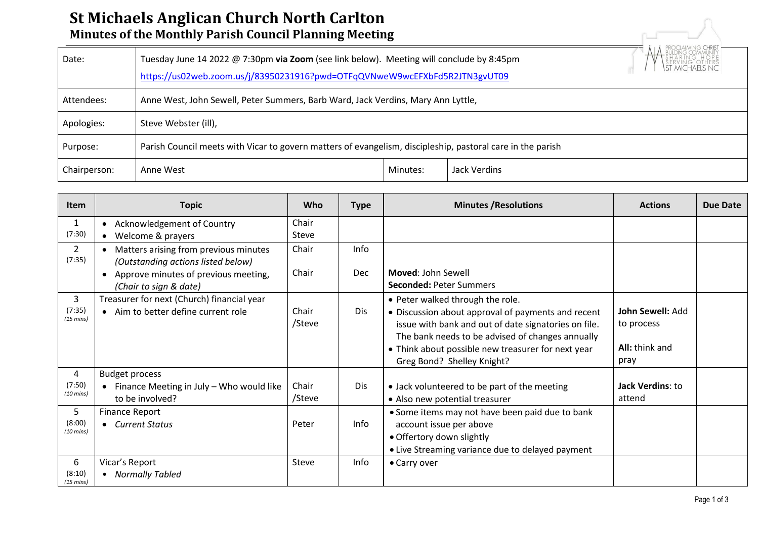# St Michaels Anglican Church North Carlton

## Minutes of the Monthly Parish Council Planning Meeting

| | | | |
|---|---|---|---|
| Date: | Tuesday June 14 2022 @ 7:30pm **via Zoom** (see link below). Meeting will conclude by 8:45pm<br>https://us02web.zoom.us/j/83950231916?pwd=OTFqQVNweW9wcEFXbFd5R2JTN3gvUT09 | | |
| Attendees: | Anne West, John Sewell, Peter Summers, Barb Ward, Jack Verdins, Mary Ann Lyttle, | | |
| Apologies: | Steve Webster (ill), | | |
| Purpose: | Parish Council meets with Vicar to govern matters of evangelism, discipleship, pastoral care in the parish | | |
| Chairperson: | Anne West | Minutes: | Jack Verdins |

| Item | Topic | Who | Type | Minutes /Resolutions | Actions | Due Date |
|---|---|---|---|---|---|---|
| 1<br>(7:30) | • Acknowledgement of Country<br>• Welcome & prayers | Chair<br>Steve | | | | |
| 2<br>(7:35) | • Matters arising from previous minutes *(Outstanding actions listed below)*<br>• Approve minutes of previous meeting, *(Chair to sign & date)* | Chair<br><br>Chair | Info<br><br>Dec | **Moved**: John Sewell<br>**Seconded:** Peter Summers | | |
| 3<br>(7:35)<br>*(15 mins)* | Treasurer for next (Church) financial year<br>• Aim to better define current role | Chair /Steve | Dis | • Peter walked through the role.<br>• Discussion about approval of payments and recent issue with bank and out of date signatories on file. The bank needs to be advised of changes annually<br>• Think about possible new treasurer for next year Greg Bond? Shelley Knight? | **John Sewell:** Add to process<br><br>**All:** think and pray | |
| 4<br>(7:50)<br>*(10 mins)* | Budget process<br>• Finance Meeting in July – Who would like to be involved? | Chair /Steve | Dis | • Jack volunteered to be part of the meeting<br>• Also new potential treasurer | **Jack Verdins**: to attend | |
| 5<br>(8:00)<br>*(10 mins)* | Finance Report<br>• *Current Status* | Peter | Info | • Some items may not have been paid due to bank account issue per above<br>• Offertory down slightly<br>• Live Streaming variance due to delayed payment | | |
| 6<br>(8:10)<br>*(15 mins)* | Vicar's Report<br>• *Normally Tabled* | Steve | Info | • Carry over | | |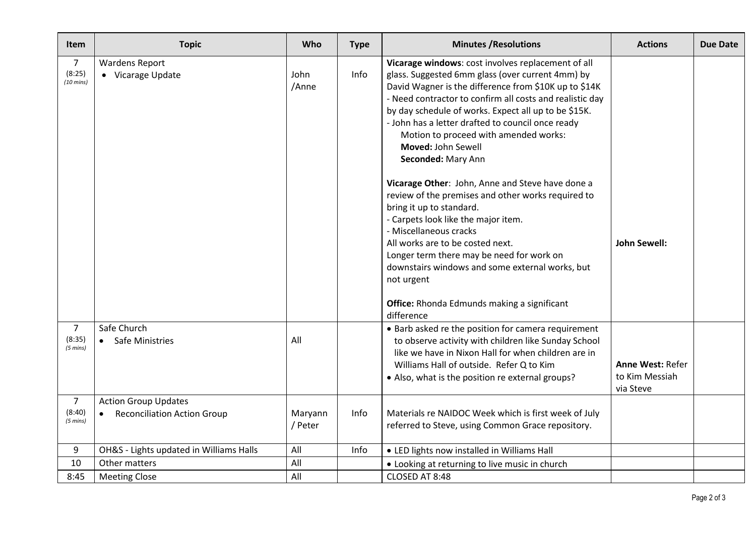| Item | Topic | Who | Type | Minutes /Resolutions | Actions | Due Date |
|---|---|---|---|---|---|---|
| 7<br>(8:25)<br>*(10 mins)* | Wardens Report<br>• Vicarage Update | John /Anne | Info | **Vicarage windows**: cost involves replacement of all glass. Suggested 6mm glass (over current 4mm) by David Wagner is the difference from \$10K up to \$14K<br>- Need contractor to confirm all costs and realistic day by day schedule of works. Expect all up to be \$15K.<br>- John has a letter drafted to council once ready<br>Motion to proceed with amended works:<br>**Moved:** John Sewell<br>**Seconded:** Mary Ann<br><br>**Vicarage Other**: John, Anne and Steve have done a review of the premises and other works required to bring it up to standard.<br>- Carpets look like the major item.<br>- Miscellaneous cracks<br>All works are to be costed next.<br>Longer term there may be need for work on downstairs windows and some external works, but not urgent<br><br>**Office:** Rhonda Edmunds making a significant difference | **John Sewell:** | |
| 7<br>(8:35)<br>*(5 mins)* | Safe Church<br>• Safe Ministries | All | | • Barb asked re the position for camera requirement to observe activity with children like Sunday School like we have in Nixon Hall for when children are in Williams Hall of outside. Refer Q to Kim<br>• Also, what is the position re external groups? | **Anne West:** Refer to Kim Messiah via Steve | |
| 7<br>(8:40)<br>*(5 mins)* | Action Group Updates<br>• Reconciliation Action Group | Maryann / Peter | Info | Materials re NAIDOC Week which is first week of July referred to Steve, using Common Grace repository. | | |
| 9 | OH&S - Lights updated in Williams Halls | All | Info | • LED lights now installed in Williams Hall | | |
| 10 | Other matters | All | | • Looking at returning to live music in church | | |
| 8:45 | Meeting Close | All | | CLOSED AT 8:48 | | |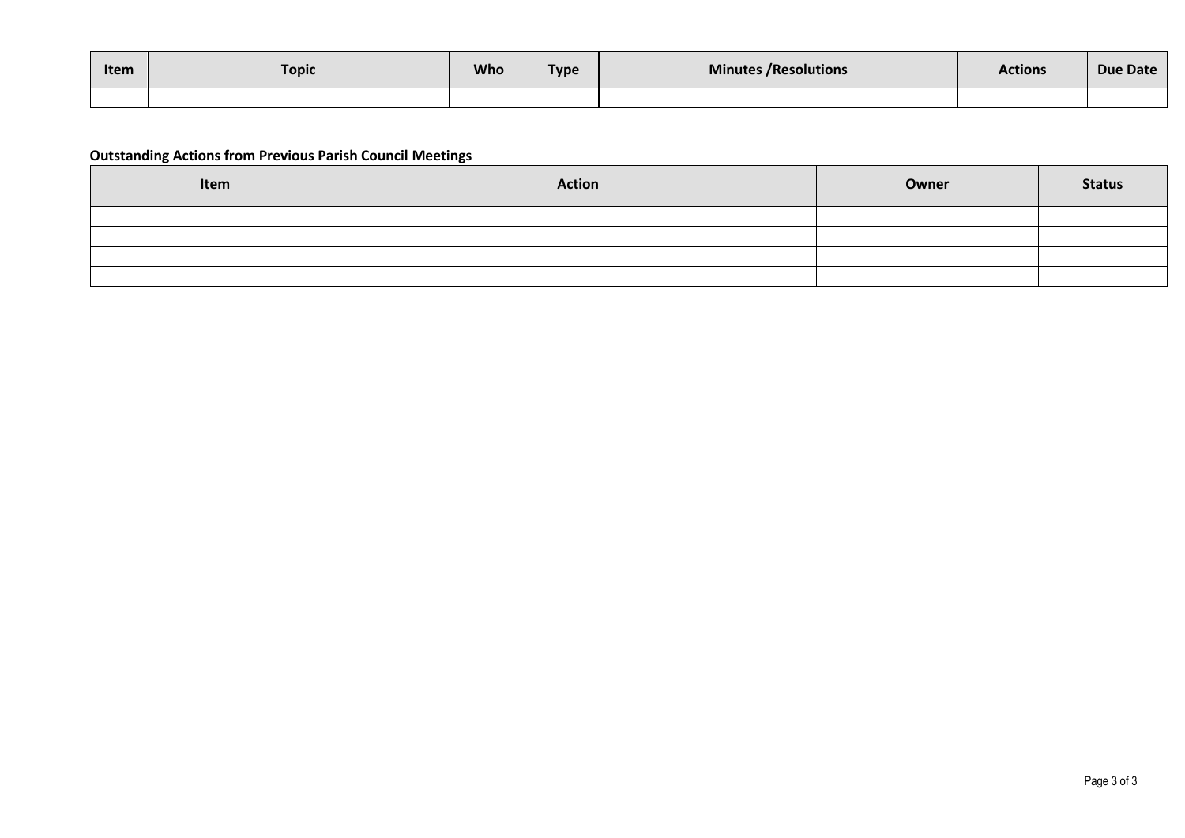| Item | Topic | Who | Type | Minutes /Resolutions | Actions | Due Date |
| --- | --- | --- | --- | --- | --- | --- |
| | | | | | | |

**Outstanding Actions from Previous Parish Council Meetings**

| Item | Action | Owner | Status |
| --- | --- | --- | --- |
| | | | |
| | | | |
| | | | |
| | | | |